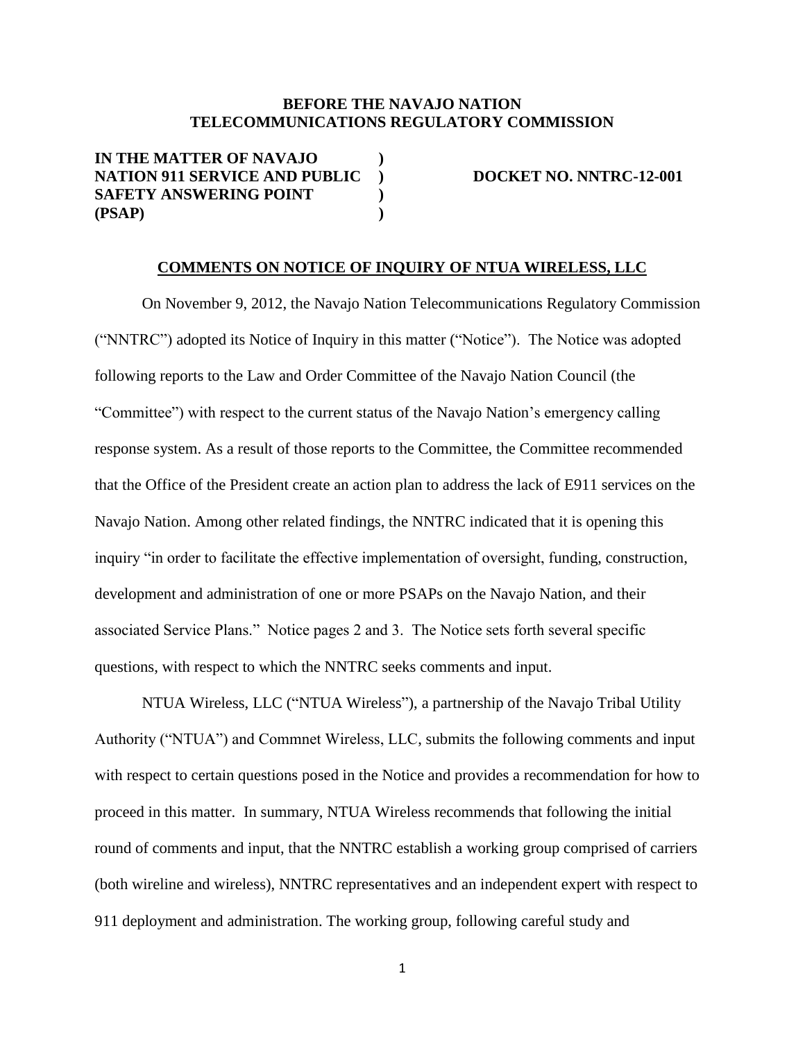**BEFORE THE NAVAJO NATION TELECOMMUNICATIONS REGULATORY COMMISSION**

| | | |
|---|---|---|
| **IN THE MATTER OF NAVAJO NATION 911 SERVICE AND PUBLIC SAFETY ANSWERING POINT (PSAP)** | **)** **)** **)** **)** | **DOCKET NO. NNTRC-12-001** |

**COMMENTS ON NOTICE OF INQUIRY OF NTUA WIRELESS, LLC**

On November 9, 2012, the Navajo Nation Telecommunications Regulatory Commission ("NNTRC") adopted its Notice of Inquiry in this matter ("Notice"). The Notice was adopted following reports to the Law and Order Committee of the Navajo Nation Council (the "Committee") with respect to the current status of the Navajo Nation's emergency calling response system. As a result of those reports to the Committee, the Committee recommended that the Office of the President create an action plan to address the lack of E911 services on the Navajo Nation. Among other related findings, the NNTRC indicated that it is opening this inquiry "in order to facilitate the effective implementation of oversight, funding, construction, development and administration of one or more PSAPs on the Navajo Nation, and their associated Service Plans." Notice pages 2 and 3. The Notice sets forth several specific questions, with respect to which the NNTRC seeks comments and input.

NTUA Wireless, LLC ("NTUA Wireless"), a partnership of the Navajo Tribal Utility Authority ("NTUA") and Commnet Wireless, LLC, submits the following comments and input with respect to certain questions posed in the Notice and provides a recommendation for how to proceed in this matter. In summary, NTUA Wireless recommends that following the initial round of comments and input, that the NNTRC establish a working group comprised of carriers (both wireline and wireless), NNTRC representatives and an independent expert with respect to 911 deployment and administration. The working group, following careful study and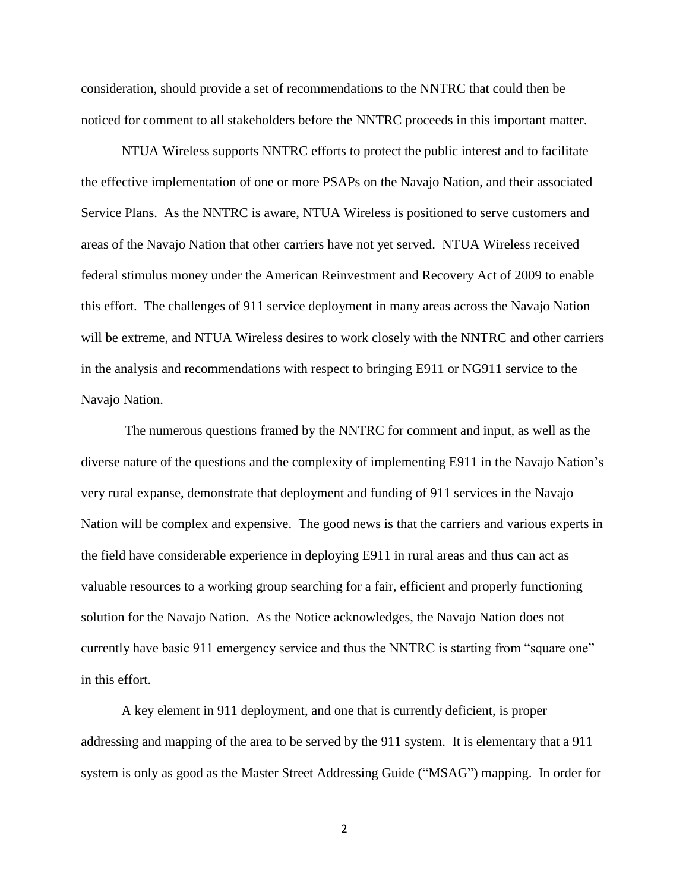consideration, should provide a set of recommendations to the NNTRC that could then be noticed for comment to all stakeholders before the NNTRC proceeds in this important matter.

NTUA Wireless supports NNTRC efforts to protect the public interest and to facilitate the effective implementation of one or more PSAPs on the Navajo Nation, and their associated Service Plans. As the NNTRC is aware, NTUA Wireless is positioned to serve customers and areas of the Navajo Nation that other carriers have not yet served. NTUA Wireless received federal stimulus money under the American Reinvestment and Recovery Act of 2009 to enable this effort. The challenges of 911 service deployment in many areas across the Navajo Nation will be extreme, and NTUA Wireless desires to work closely with the NNTRC and other carriers in the analysis and recommendations with respect to bringing E911 or NG911 service to the Navajo Nation.

The numerous questions framed by the NNTRC for comment and input, as well as the diverse nature of the questions and the complexity of implementing E911 in the Navajo Nation's very rural expanse, demonstrate that deployment and funding of 911 services in the Navajo Nation will be complex and expensive. The good news is that the carriers and various experts in the field have considerable experience in deploying E911 in rural areas and thus can act as valuable resources to a working group searching for a fair, efficient and properly functioning solution for the Navajo Nation. As the Notice acknowledges, the Navajo Nation does not currently have basic 911 emergency service and thus the NNTRC is starting from "square one" in this effort.

A key element in 911 deployment, and one that is currently deficient, is proper addressing and mapping of the area to be served by the 911 system. It is elementary that a 911 system is only as good as the Master Street Addressing Guide ("MSAG") mapping. In order for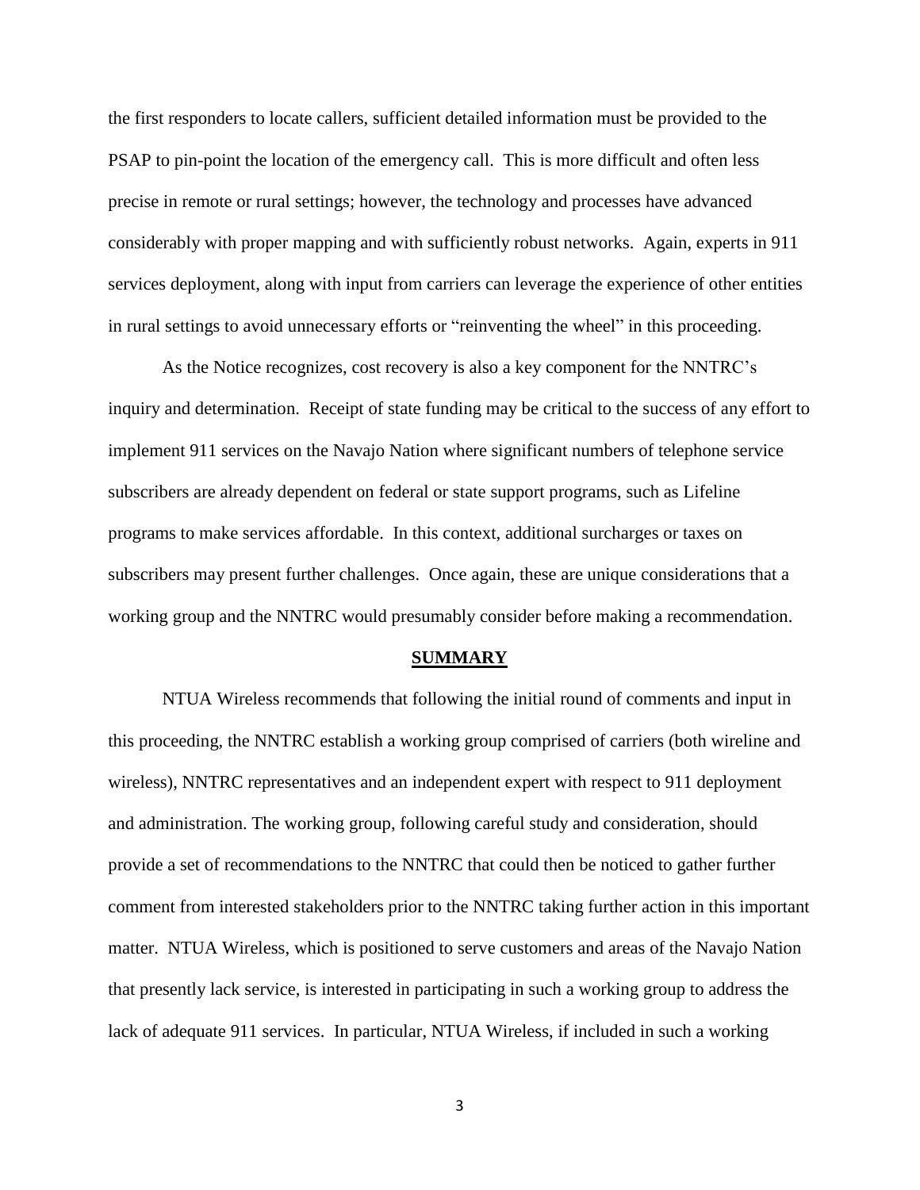the first responders to locate callers, sufficient detailed information must be provided to the PSAP to pin-point the location of the emergency call. This is more difficult and often less precise in remote or rural settings; however, the technology and processes have advanced considerably with proper mapping and with sufficiently robust networks. Again, experts in 911 services deployment, along with input from carriers can leverage the experience of other entities in rural settings to avoid unnecessary efforts or "reinventing the wheel" in this proceeding.

As the Notice recognizes, cost recovery is also a key component for the NNTRC's inquiry and determination. Receipt of state funding may be critical to the success of any effort to implement 911 services on the Navajo Nation where significant numbers of telephone service subscribers are already dependent on federal or state support programs, such as Lifeline programs to make services affordable. In this context, additional surcharges or taxes on subscribers may present further challenges. Once again, these are unique considerations that a working group and the NNTRC would presumably consider before making a recommendation.

## SUMMARY

NTUA Wireless recommends that following the initial round of comments and input in this proceeding, the NNTRC establish a working group comprised of carriers (both wireline and wireless), NNTRC representatives and an independent expert with respect to 911 deployment and administration. The working group, following careful study and consideration, should provide a set of recommendations to the NNTRC that could then be noticed to gather further comment from interested stakeholders prior to the NNTRC taking further action in this important matter. NTUA Wireless, which is positioned to serve customers and areas of the Navajo Nation that presently lack service, is interested in participating in such a working group to address the lack of adequate 911 services. In particular, NTUA Wireless, if included in such a working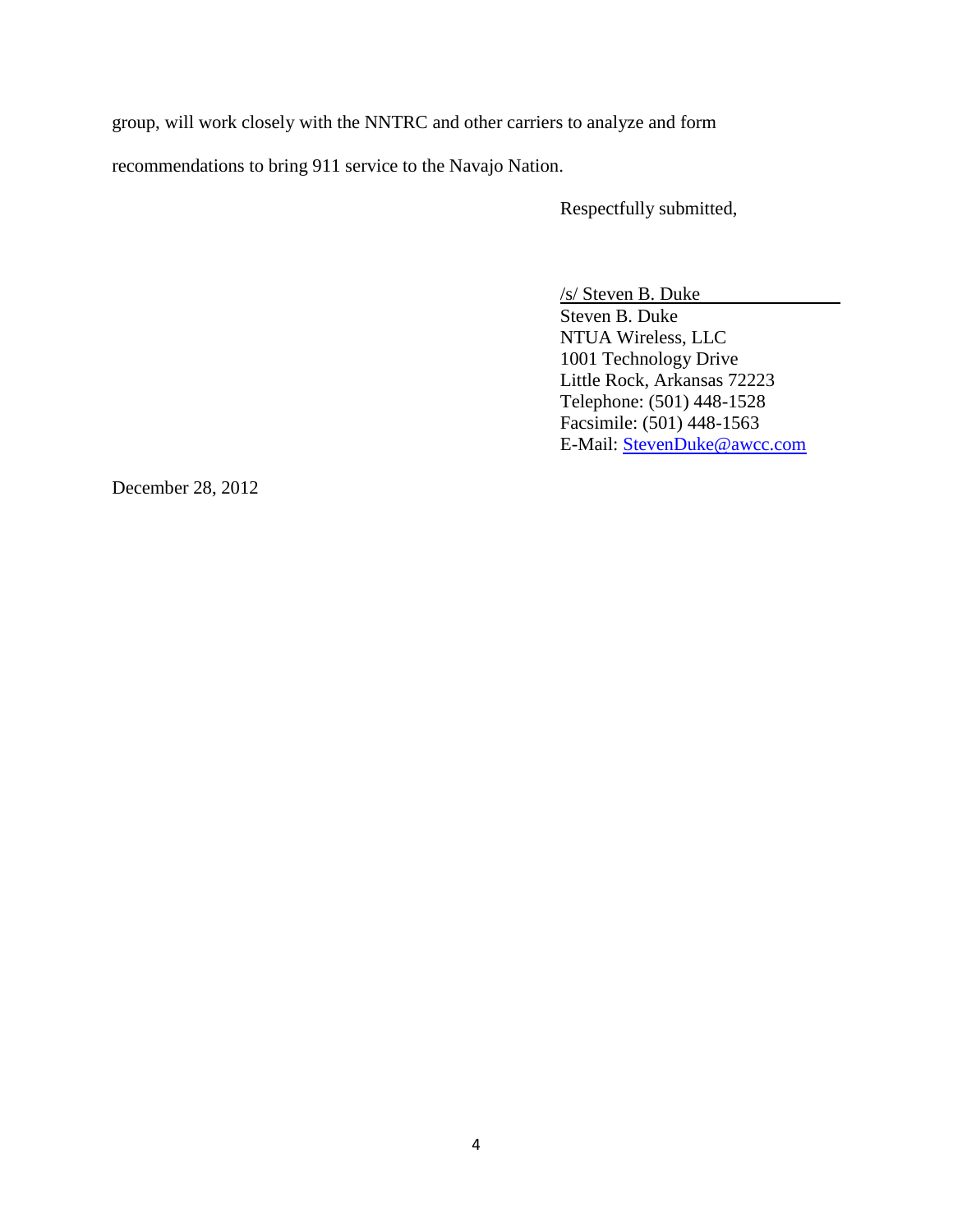group, will work closely with the NNTRC and other carriers to analyze and form recommendations to bring 911 service to the Navajo Nation.

Respectfully submitted,

/s/ Steven B. Duke
Steven B. Duke
NTUA Wireless, LLC
1001 Technology Drive
Little Rock, Arkansas 72223
Telephone: (501) 448-1528
Facsimile: (501) 448-1563
E-Mail: StevenDuke@awcc.com

December 28, 2012